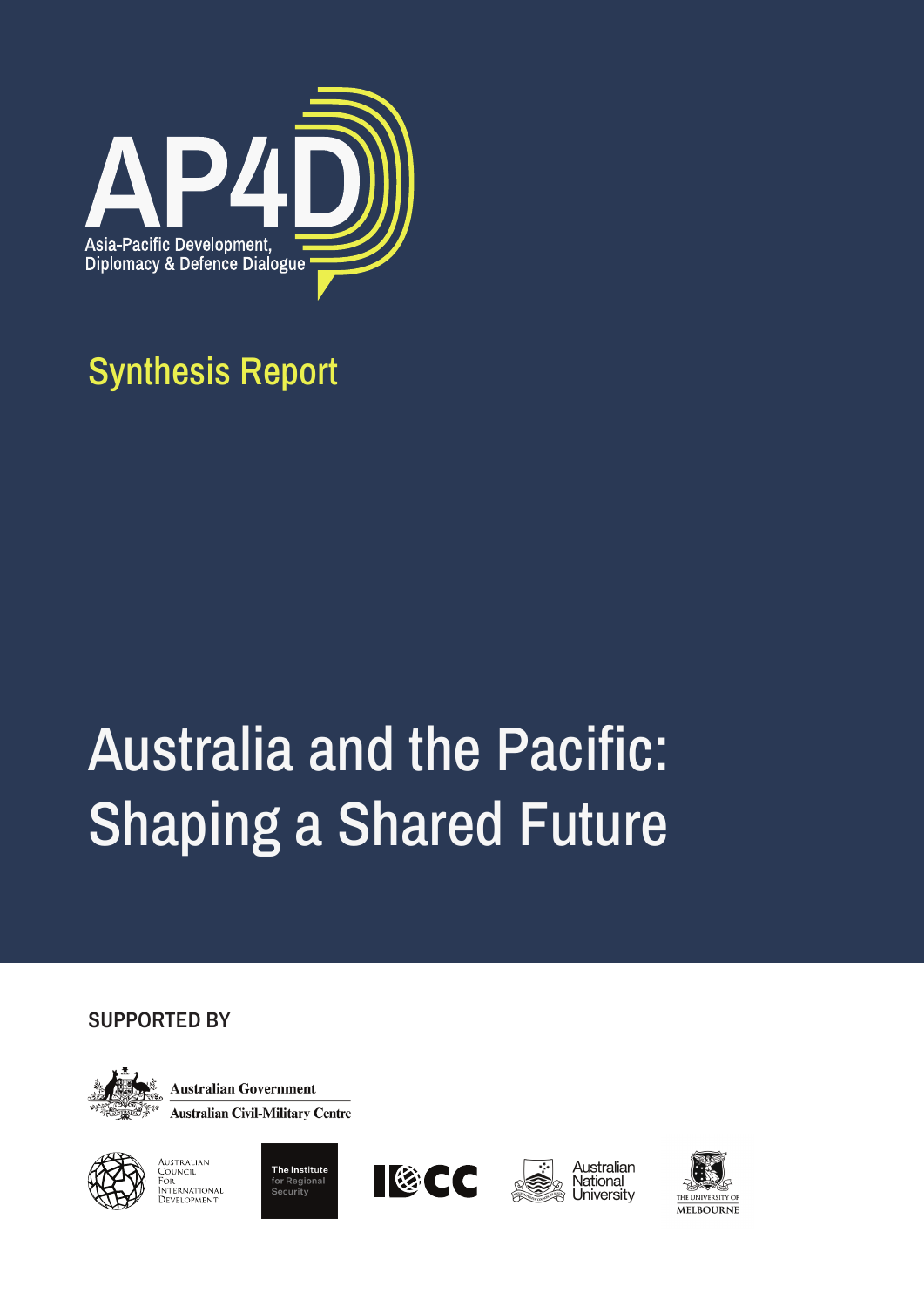AP4D

Asia-Pacific Development, Diplomacy & Defence Dialogue

## Synthesis Report

# Australia and the Pacific: Shaping a Shared Future

**SUPPORTED BY**

Australian Government
Australian Civil-Military Centre

Australian Council For International Development

The Institute for Regional Security

IDCC

Australian National University

The University of Melbourne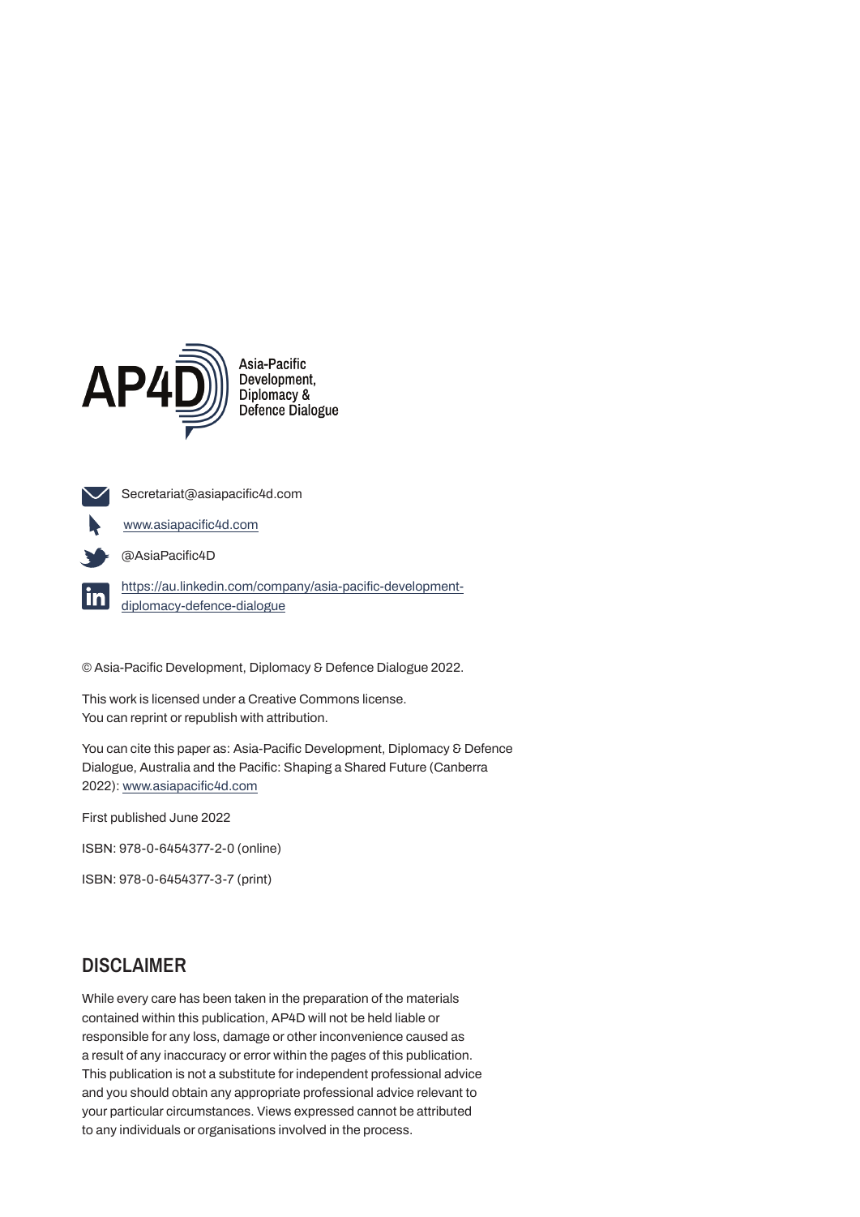AP4D

Asia-Pacific Development, Diplomacy & Defence Dialogue

Secretariat@asiapacific4d.com

www.asiapacific4d.com

@AsiaPacific4D

https://au.linkedin.com/company/asia-pacific-development-diplomacy-defence-dialogue

© Asia-Pacific Development, Diplomacy & Defence Dialogue 2022.

This work is licensed under a Creative Commons license.
You can reprint or republish with attribution.

You can cite this paper as: Asia-Pacific Development, Diplomacy & Defence Dialogue, Australia and the Pacific: Shaping a Shared Future (Canberra 2022): www.asiapacific4d.com

First published June 2022

ISBN: 978-0-6454377-2-0 (online)

ISBN: 978-0-6454377-3-7 (print)

## DISCLAIMER

While every care has been taken in the preparation of the materials contained within this publication, AP4D will not be held liable or responsible for any loss, damage or other inconvenience caused as a result of any inaccuracy or error within the pages of this publication. This publication is not a substitute for independent professional advice and you should obtain any appropriate professional advice relevant to your particular circumstances. Views expressed cannot be attributed to any individuals or organisations involved in the process.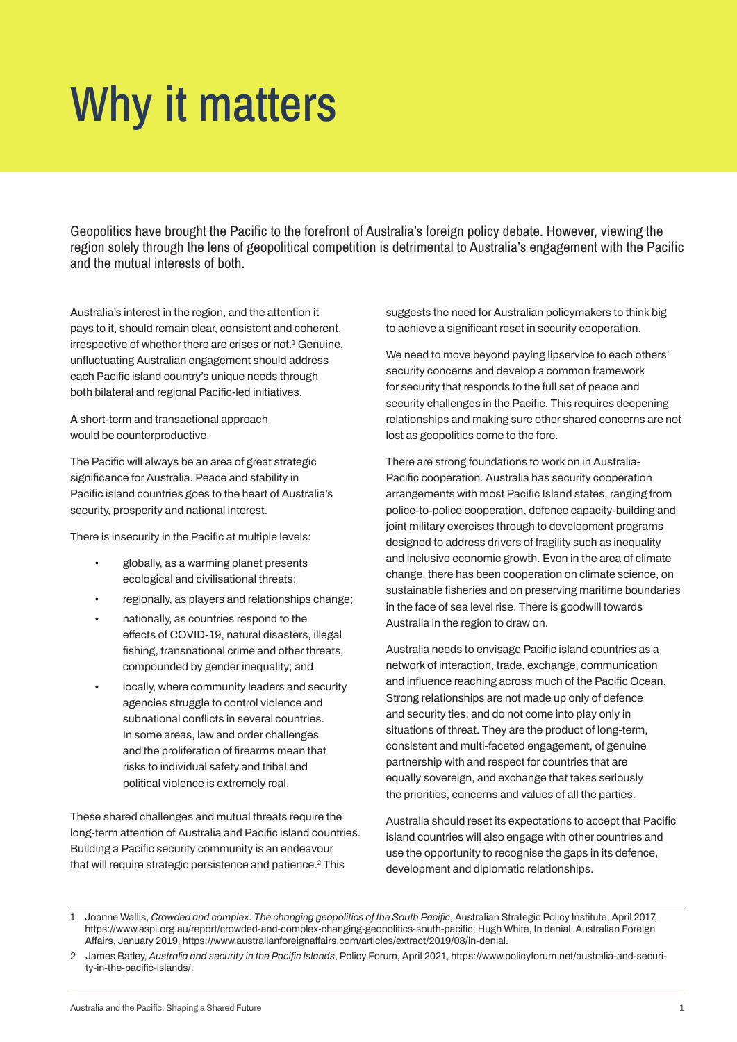# Why it matters

Geopolitics have brought the Pacific to the forefront of Australia's foreign policy debate. However, viewing the region solely through the lens of geopolitical competition is detrimental to Australia's engagement with the Pacific and the mutual interests of both.

Australia's interest in the region, and the attention it pays to it, should remain clear, consistent and coherent, irrespective of whether there are crises or not.[1] Genuine, unfluctuating Australian engagement should address each Pacific island country's unique needs through both bilateral and regional Pacific-led initiatives.

A short-term and transactional approach would be counterproductive.

The Pacific will always be an area of great strategic significance for Australia. Peace and stability in Pacific island countries goes to the heart of Australia's security, prosperity and national interest.

There is insecurity in the Pacific at multiple levels:

- globally, as a warming planet presents ecological and civilisational threats;
- regionally, as players and relationships change;
- nationally, as countries respond to the effects of COVID-19, natural disasters, illegal fishing, transnational crime and other threats, compounded by gender inequality; and
- locally, where community leaders and security agencies struggle to control violence and subnational conflicts in several countries. In some areas, law and order challenges and the proliferation of firearms mean that risks to individual safety and tribal and political violence is extremely real.

These shared challenges and mutual threats require the long-term attention of Australia and Pacific island countries. Building a Pacific security community is an endeavour that will require strategic persistence and patience.[2] This suggests the need for Australian policymakers to think big to achieve a significant reset in security cooperation.

We need to move beyond paying lipservice to each others' security concerns and develop a common framework for security that responds to the full set of peace and security challenges in the Pacific. This requires deepening relationships and making sure other shared concerns are not lost as geopolitics come to the fore.

There are strong foundations to work on in Australia-Pacific cooperation. Australia has security cooperation arrangements with most Pacific Island states, ranging from police-to-police cooperation, defence capacity-building and joint military exercises through to development programs designed to address drivers of fragility such as inequality and inclusive economic growth. Even in the area of climate change, there has been cooperation on climate science, on sustainable fisheries and on preserving maritime boundaries in the face of sea level rise. There is goodwill towards Australia in the region to draw on.

Australia needs to envisage Pacific island countries as a network of interaction, trade, exchange, communication and influence reaching across much of the Pacific Ocean. Strong relationships are not made up only of defence and security ties, and do not come into play only in situations of threat. They are the product of long-term, consistent and multi-faceted engagement, of genuine partnership with and respect for countries that are equally sovereign, and exchange that takes seriously the priorities, concerns and values of all the parties.

Australia should reset its expectations to accept that Pacific island countries will also engage with other countries and use the opportunity to recognise the gaps in its defence, development and diplomatic relationships.

---

1 Joanne Wallis, *Crowded and complex: The changing geopolitics of the South Pacific*, Australian Strategic Policy Institute, April 2017, https://www.aspi.org.au/report/crowded-and-complex-changing-geopolitics-south-pacific; Hugh White, In denial, Australian Foreign Affairs, January 2019, https://www.australianforeignaffairs.com/articles/extract/2019/08/in-denial.

2 James Batley, *Australia and security in the Pacific Islands*, Policy Forum, April 2021, https://www.policyforum.net/australia-and-security-in-the-pacific-islands/.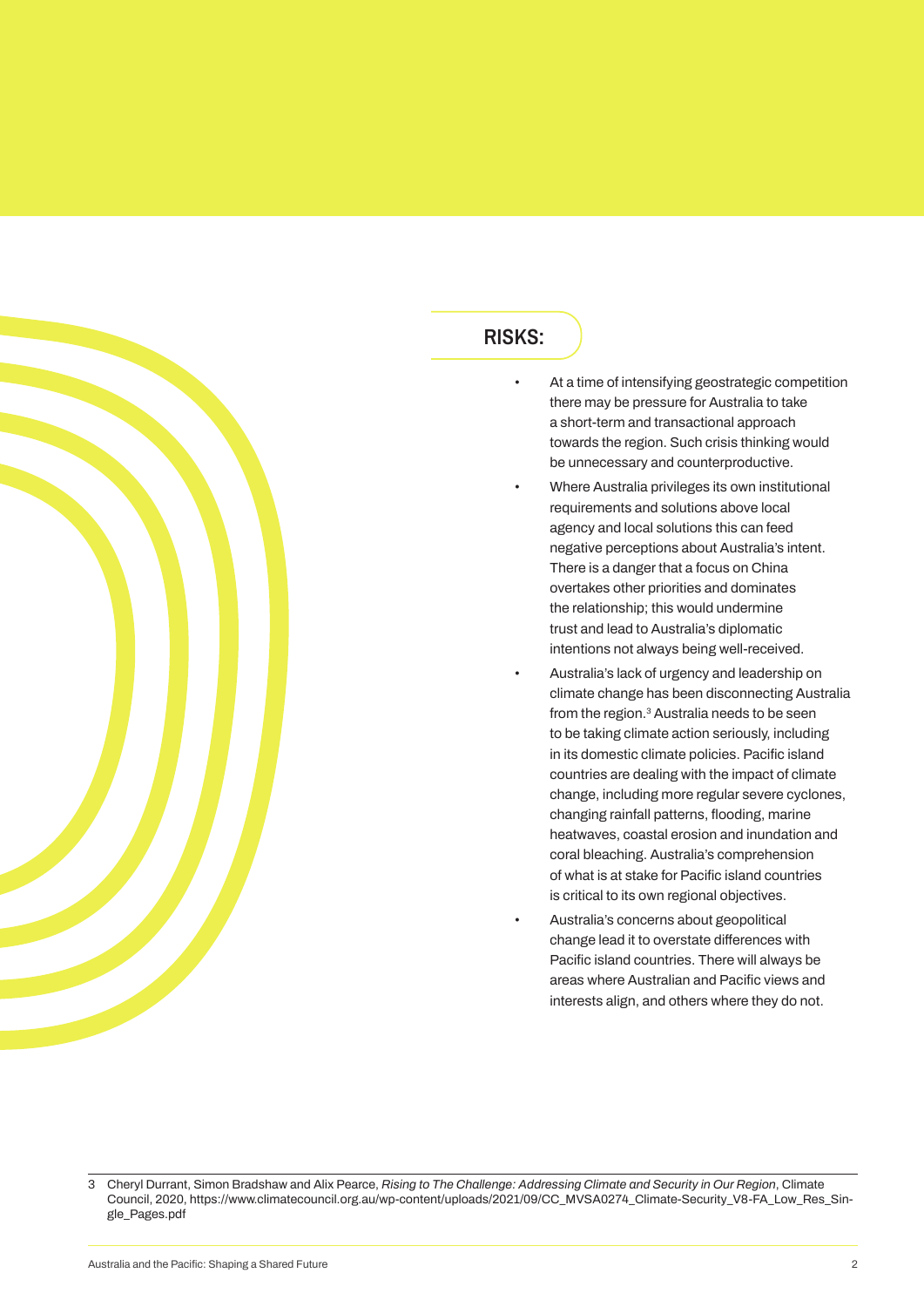## RISKS:

- At a time of intensifying geostrategic competition there may be pressure for Australia to take a short-term and transactional approach towards the region. Such crisis thinking would be unnecessary and counterproductive.
- Where Australia privileges its own institutional requirements and solutions above local agency and local solutions this can feed negative perceptions about Australia's intent. There is a danger that a focus on China overtakes other priorities and dominates the relationship; this would undermine trust and lead to Australia's diplomatic intentions not always being well-received.
- Australia's lack of urgency and leadership on climate change has been disconnecting Australia from the region.[3] Australia needs to be seen to be taking climate action seriously, including in its domestic climate policies. Pacific island countries are dealing with the impact of climate change, including more regular severe cyclones, changing rainfall patterns, flooding, marine heatwaves, coastal erosion and inundation and coral bleaching. Australia's comprehension of what is at stake for Pacific island countries is critical to its own regional objectives.
- Australia's concerns about geopolitical change lead it to overstate differences with Pacific island countries. There will always be areas where Australian and Pacific views and interests align, and others where they do not.

3 Cheryl Durrant, Simon Bradshaw and Alix Pearce, *Rising to The Challenge: Addressing Climate and Security in Our Region*, Climate Council, 2020, https://www.climatecouncil.org.au/wp-content/uploads/2021/09/CC_MVSA0274_Climate-Security_V8-FA_Low_Res_Single_Pages.pdf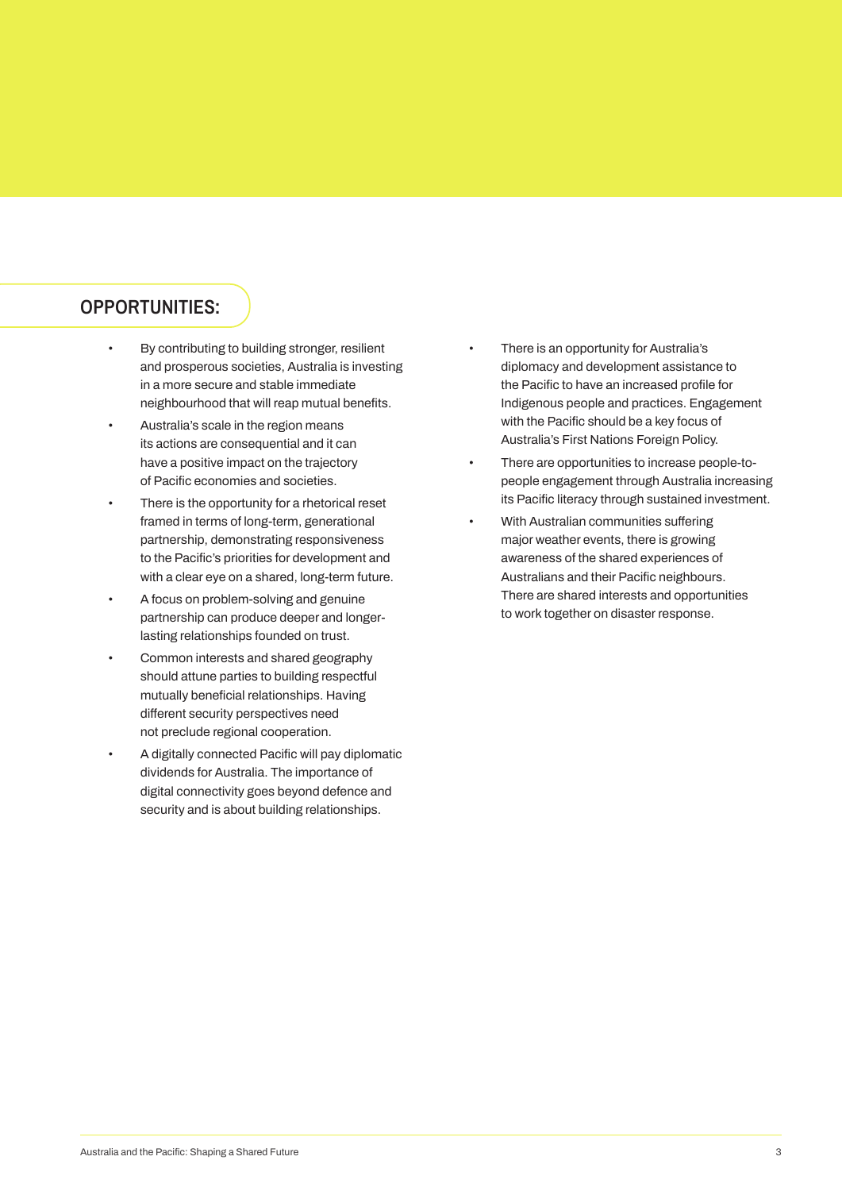## OPPORTUNITIES:

- By contributing to building stronger, resilient and prosperous societies, Australia is investing in a more secure and stable immediate neighbourhood that will reap mutual benefits.
- Australia's scale in the region means its actions are consequential and it can have a positive impact on the trajectory of Pacific economies and societies.
- There is the opportunity for a rhetorical reset framed in terms of long-term, generational partnership, demonstrating responsiveness to the Pacific's priorities for development and with a clear eye on a shared, long-term future.
- A focus on problem-solving and genuine partnership can produce deeper and longer-lasting relationships founded on trust.
- Common interests and shared geography should attune parties to building respectful mutually beneficial relationships. Having different security perspectives need not preclude regional cooperation.
- A digitally connected Pacific will pay diplomatic dividends for Australia. The importance of digital connectivity goes beyond defence and security and is about building relationships.
- There is an opportunity for Australia's diplomacy and development assistance to the Pacific to have an increased profile for Indigenous people and practices. Engagement with the Pacific should be a key focus of Australia's First Nations Foreign Policy.
- There are opportunities to increase people-to-people engagement through Australia increasing its Pacific literacy through sustained investment.
- With Australian communities suffering major weather events, there is growing awareness of the shared experiences of Australians and their Pacific neighbours. There are shared interests and opportunities to work together on disaster response.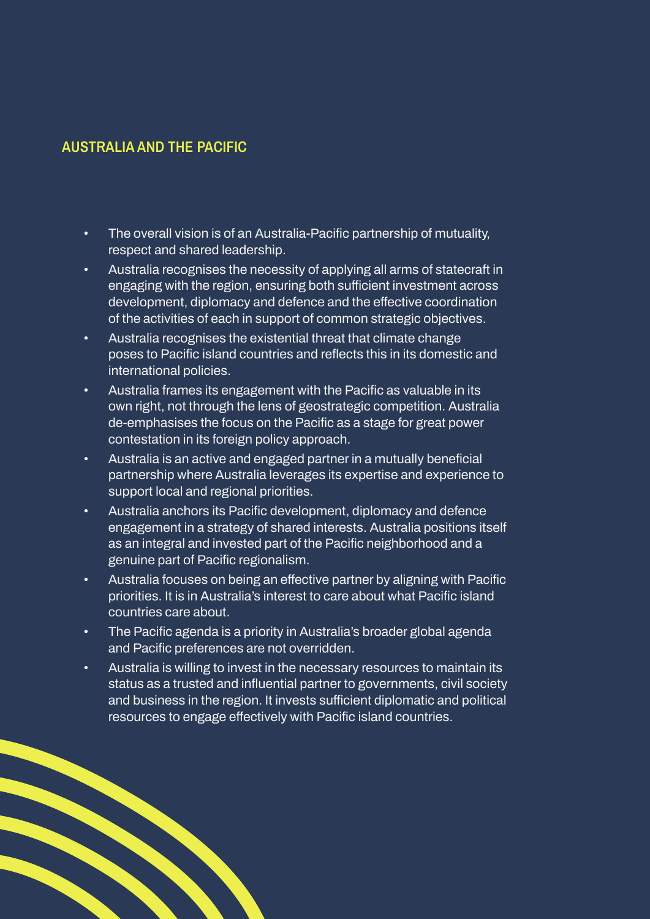## AUSTRALIA AND THE PACIFIC

- The overall vision is of an Australia-Pacific partnership of mutuality, respect and shared leadership.
- Australia recognises the necessity of applying all arms of statecraft in engaging with the region, ensuring both sufficient investment across development, diplomacy and defence and the effective coordination of the activities of each in support of common strategic objectives.
- Australia recognises the existential threat that climate change poses to Pacific island countries and reflects this in its domestic and international policies.
- Australia frames its engagement with the Pacific as valuable in its own right, not through the lens of geostrategic competition. Australia de-emphasises the focus on the Pacific as a stage for great power contestation in its foreign policy approach.
- Australia is an active and engaged partner in a mutually beneficial partnership where Australia leverages its expertise and experience to support local and regional priorities.
- Australia anchors its Pacific development, diplomacy and defence engagement in a strategy of shared interests. Australia positions itself as an integral and invested part of the Pacific neighborhood and a genuine part of Pacific regionalism.
- Australia focuses on being an effective partner by aligning with Pacific priorities. It is in Australia's interest to care about what Pacific island countries care about.
- The Pacific agenda is a priority in Australia's broader global agenda and Pacific preferences are not overridden.
- Australia is willing to invest in the necessary resources to maintain its status as a trusted and influential partner to governments, civil society and business in the region. It invests sufficient diplomatic and political resources to engage effectively with Pacific island countries.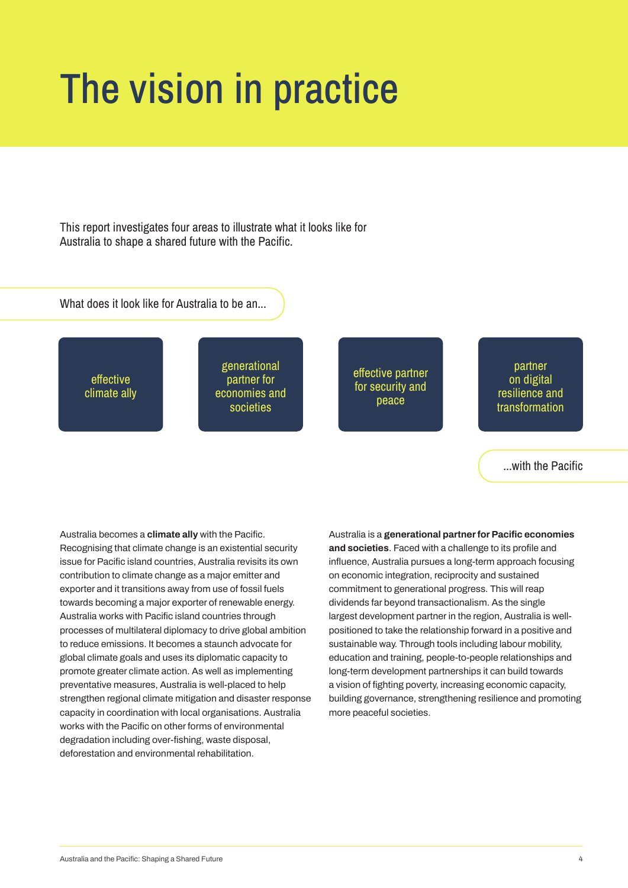# The vision in practice

This report investigates four areas to illustrate what it looks like for Australia to shape a shared future with the Pacific.

What does it look like for Australia to be an...

- effective climate ally
- generational partner for economies and societies
- effective partner for security and peace
- partner on digital resilience and transformation

...with the Pacific

Australia becomes a **climate ally** with the Pacific. Recognising that climate change is an existential security issue for Pacific island countries, Australia revisits its own contribution to climate change as a major emitter and exporter and it transitions away from use of fossil fuels towards becoming a major exporter of renewable energy. Australia works with Pacific island countries through processes of multilateral diplomacy to drive global ambition to reduce emissions. It becomes a staunch advocate for global climate goals and uses its diplomatic capacity to promote greater climate action. As well as implementing preventative measures, Australia is well-placed to help strengthen regional climate mitigation and disaster response capacity in coordination with local organisations. Australia works with the Pacific on other forms of environmental degradation including over-fishing, waste disposal, deforestation and environmental rehabilitation.

Australia is a **generational partner for Pacific economies and societies**. Faced with a challenge to its profile and influence, Australia pursues a long-term approach focusing on economic integration, reciprocity and sustained commitment to generational progress. This will reap dividends far beyond transactionalism. As the single largest development partner in the region, Australia is well-positioned to take the relationship forward in a positive and sustainable way. Through tools including labour mobility, education and training, people-to-people relationships and long-term development partnerships it can build towards a vision of fighting poverty, increasing economic capacity, building governance, strengthening resilience and promoting more peaceful societies.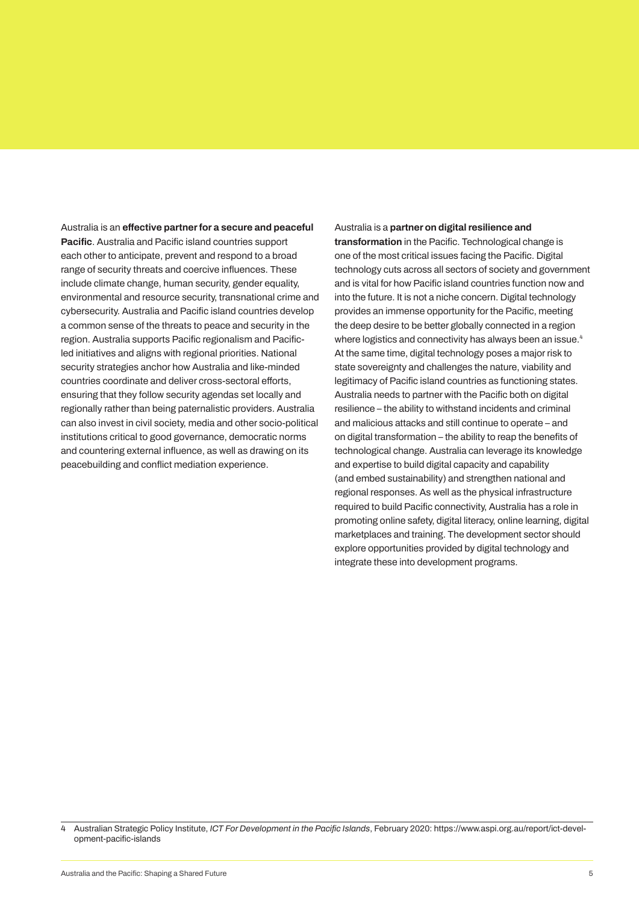Australia is an **effective partner for a secure and peaceful Pacific**. Australia and Pacific island countries support each other to anticipate, prevent and respond to a broad range of security threats and coercive influences. These include climate change, human security, gender equality, environmental and resource security, transnational crime and cybersecurity. Australia and Pacific island countries develop a common sense of the threats to peace and security in the region. Australia supports Pacific regionalism and Pacific-led initiatives and aligns with regional priorities. National security strategies anchor how Australia and like-minded countries coordinate and deliver cross-sectoral efforts, ensuring that they follow security agendas set locally and regionally rather than being paternalistic providers. Australia can also invest in civil society, media and other socio-political institutions critical to good governance, democratic norms and countering external influence, as well as drawing on its peacebuilding and conflict mediation experience.

Australia is a **partner on digital resilience and transformation** in the Pacific. Technological change is one of the most critical issues facing the Pacific. Digital technology cuts across all sectors of society and government and is vital for how Pacific island countries function now and into the future. It is not a niche concern. Digital technology provides an immense opportunity for the Pacific, meeting the deep desire to be better globally connected in a region where logistics and connectivity has always been an issue.[4] At the same time, digital technology poses a major risk to state sovereignty and challenges the nature, viability and legitimacy of Pacific island countries as functioning states. Australia needs to partner with the Pacific both on digital resilience – the ability to withstand incidents and criminal and malicious attacks and still continue to operate – and on digital transformation – the ability to reap the benefits of technological change. Australia can leverage its knowledge and expertise to build digital capacity and capability (and embed sustainability) and strengthen national and regional responses. As well as the physical infrastructure required to build Pacific connectivity, Australia has a role in promoting online safety, digital literacy, online learning, digital marketplaces and training. The development sector should explore opportunities provided by digital technology and integrate these into development programs.

4 Australian Strategic Policy Institute, *ICT For Development in the Pacific Islands*, February 2020: https://www.aspi.org.au/report/ict-development-pacific-islands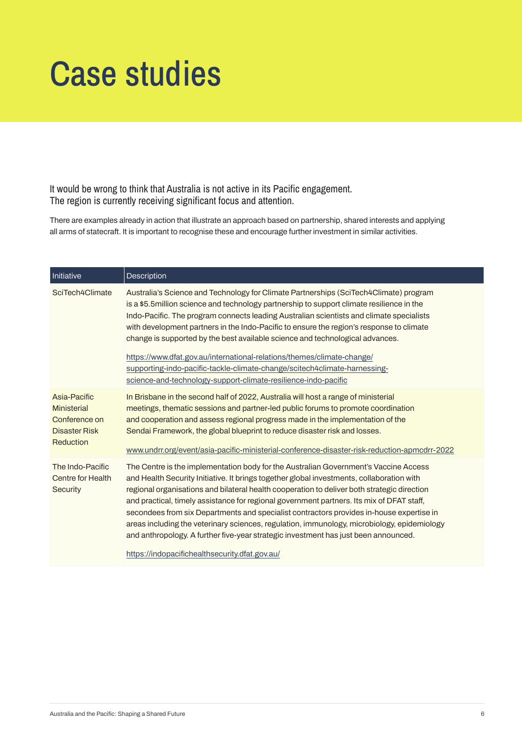# Case studies

It would be wrong to think that Australia is not active in its Pacific engagement.
The region is currently receiving significant focus and attention.

There are examples already in action that illustrate an approach based on partnership, shared interests and applying all arms of statecraft. It is important to recognise these and encourage further investment in similar activities.

| Initiative | Description |
|---|---|
| SciTech4Climate | Australia's Science and Technology for Climate Partnerships (SciTech4Climate) program is a $5.5million science and technology partnership to support climate resilience in the Indo-Pacific. The program connects leading Australian scientists and climate specialists with development partners in the Indo-Pacific to ensure the region's response to climate change is supported by the best available science and technological advances.<br><br>https://www.dfat.gov.au/international-relations/themes/climate-change/supporting-indo-pacific-tackle-climate-change/scitech4climate-harnessing-science-and-technology-support-climate-resilience-indo-pacific |
| Asia-Pacific Ministerial Conference on Disaster Risk Reduction | In Brisbane in the second half of 2022, Australia will host a range of ministerial meetings, thematic sessions and partner-led public forums to promote coordination and cooperation and assess regional progress made in the implementation of the Sendai Framework, the global blueprint to reduce disaster risk and losses.<br><br>www.undrr.org/event/asia-pacific-ministerial-conference-disaster-risk-reduction-apmcdrr-2022 |
| The Indo-Pacific Centre for Health Security | The Centre is the implementation body for the Australian Government's Vaccine Access and Health Security Initiative. It brings together global investments, collaboration with regional organisations and bilateral health cooperation to deliver both strategic direction and practical, timely assistance for regional government partners. Its mix of DFAT staff, secondees from six Departments and specialist contractors provides in-house expertise in areas including the veterinary sciences, regulation, immunology, microbiology, epidemiology and anthropology. A further five-year strategic investment has just been announced.<br><br>https://indopacifichealthsecurity.dfat.gov.au/ |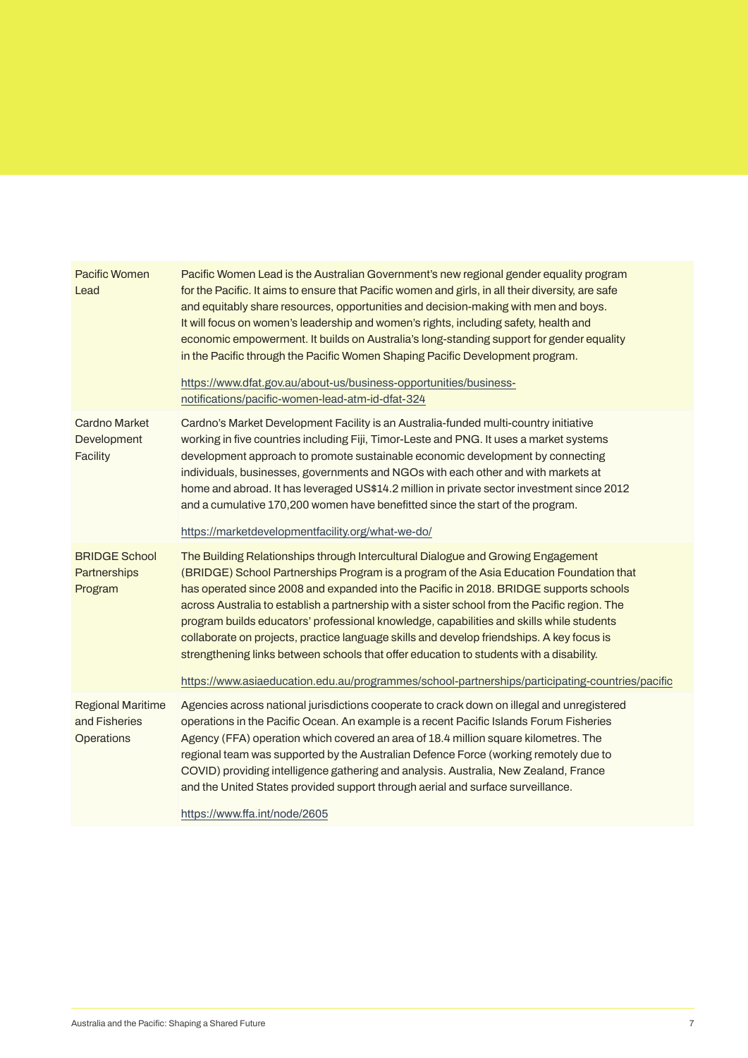| | |
|---|---|
| Pacific Women Lead | Pacific Women Lead is the Australian Government's new regional gender equality program for the Pacific. It aims to ensure that Pacific women and girls, in all their diversity, are safe and equitably share resources, opportunities and decision-making with men and boys. It will focus on women's leadership and women's rights, including safety, health and economic empowerment. It builds on Australia's long-standing support for gender equality in the Pacific through the Pacific Women Shaping Pacific Development program.<br><br>https://www.dfat.gov.au/about-us/business-opportunities/business-notifications/pacific-women-lead-atm-id-dfat-324 |
| Cardno Market Development Facility | Cardno's Market Development Facility is an Australia-funded multi-country initiative working in five countries including Fiji, Timor-Leste and PNG. It uses a market systems development approach to promote sustainable economic development by connecting individuals, businesses, governments and NGOs with each other and with markets at home and abroad. It has leveraged US$14.2 million in private sector investment since 2012 and a cumulative 170,200 women have benefitted since the start of the program.<br><br>https://marketdevelopmentfacility.org/what-we-do/ |
| BRIDGE School Partnerships Program | The Building Relationships through Intercultural Dialogue and Growing Engagement (BRIDGE) School Partnerships Program is a program of the Asia Education Foundation that has operated since 2008 and expanded into the Pacific in 2018. BRIDGE supports schools across Australia to establish a partnership with a sister school from the Pacific region. The program builds educators' professional knowledge, capabilities and skills while students collaborate on projects, practice language skills and develop friendships. A key focus is strengthening links between schools that offer education to students with a disability.<br><br>https://www.asiaeducation.edu.au/programmes/school-partnerships/participating-countries/pacific |
| Regional Maritime and Fisheries Operations | Agencies across national jurisdictions cooperate to crack down on illegal and unregistered operations in the Pacific Ocean. An example is a recent Pacific Islands Forum Fisheries Agency (FFA) operation which covered an area of 18.4 million square kilometres. The regional team was supported by the Australian Defence Force (working remotely due to COVID) providing intelligence gathering and analysis. Australia, New Zealand, France and the United States provided support through aerial and surface surveillance.<br><br>https://www.ffa.int/node/2605 |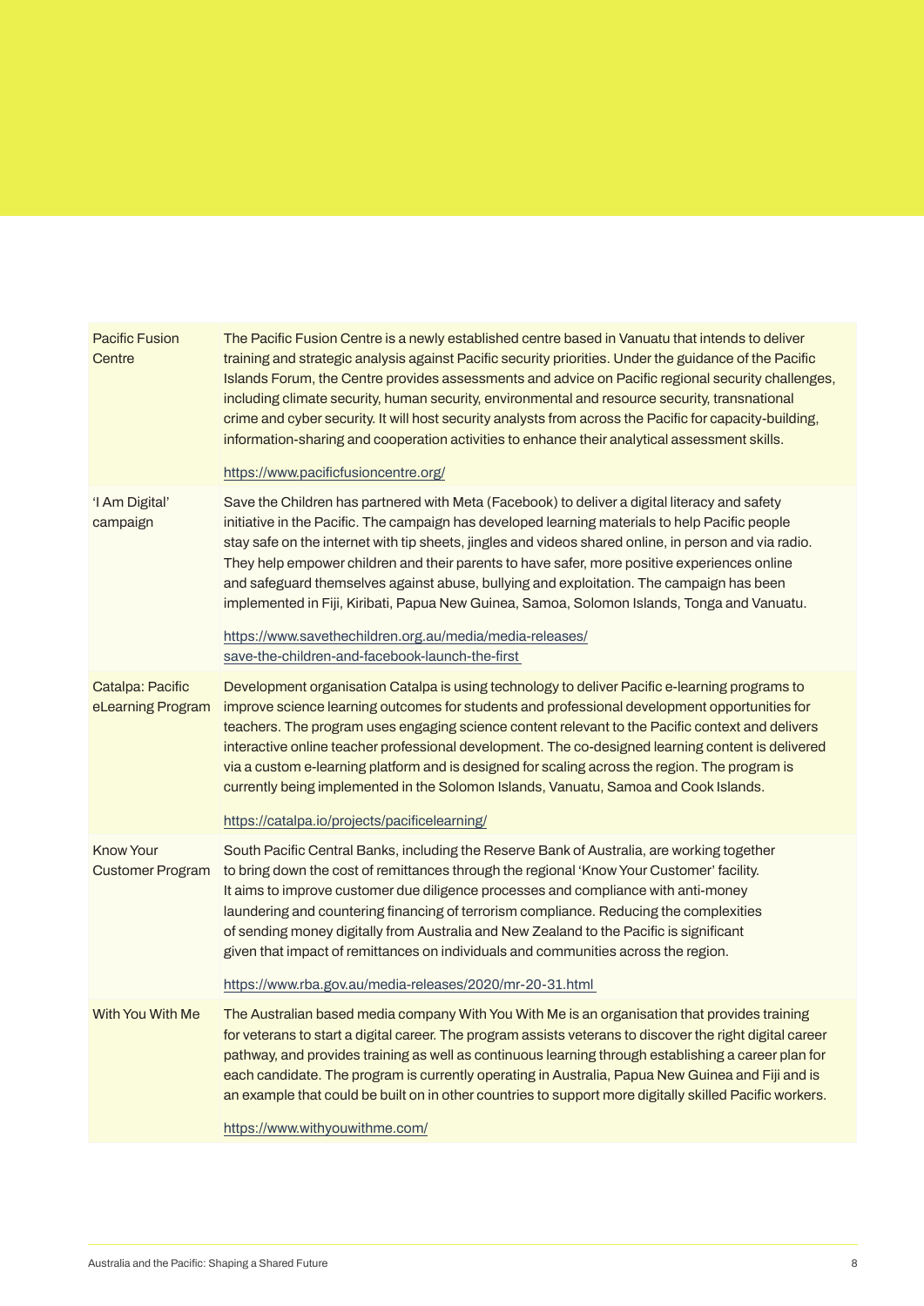| | |
|---|---|
| Pacific Fusion Centre | The Pacific Fusion Centre is a newly established centre based in Vanuatu that intends to deliver training and strategic analysis against Pacific security priorities. Under the guidance of the Pacific Islands Forum, the Centre provides assessments and advice on Pacific regional security challenges, including climate security, human security, environmental and resource security, transnational crime and cyber security. It will host security analysts from across the Pacific for capacity-building, information-sharing and cooperation activities to enhance their analytical assessment skills.<br><br>https://www.pacificfusioncentre.org/ |
| 'I Am Digital' campaign | Save the Children has partnered with Meta (Facebook) to deliver a digital literacy and safety initiative in the Pacific. The campaign has developed learning materials to help Pacific people stay safe on the internet with tip sheets, jingles and videos shared online, in person and via radio. They help empower children and their parents to have safer, more positive experiences online and safeguard themselves against abuse, bullying and exploitation. The campaign has been implemented in Fiji, Kiribati, Papua New Guinea, Samoa, Solomon Islands, Tonga and Vanuatu.<br><br>https://www.savethechildren.org.au/media/media-releases/save-the-children-and-facebook-launch-the-first |
| Catalpa: Pacific eLearning Program | Development organisation Catalpa is using technology to deliver Pacific e-learning programs to improve science learning outcomes for students and professional development opportunities for teachers. The program uses engaging science content relevant to the Pacific context and delivers interactive online teacher professional development. The co-designed learning content is delivered via a custom e-learning platform and is designed for scaling across the region. The program is currently being implemented in the Solomon Islands, Vanuatu, Samoa and Cook Islands.<br><br>https://catalpa.io/projects/pacificelearning/ |
| Know Your Customer Program | South Pacific Central Banks, including the Reserve Bank of Australia, are working together to bring down the cost of remittances through the regional 'Know Your Customer' facility. It aims to improve customer due diligence processes and compliance with anti-money laundering and countering financing of terrorism compliance. Reducing the complexities of sending money digitally from Australia and New Zealand to the Pacific is significant given that impact of remittances on individuals and communities across the region.<br><br>https://www.rba.gov.au/media-releases/2020/mr-20-31.html |
| With You With Me | The Australian based media company With You With Me is an organisation that provides training for veterans to start a digital career. The program assists veterans to discover the right digital career pathway, and provides training as well as continuous learning through establishing a career plan for each candidate. The program is currently operating in Australia, Papua New Guinea and Fiji and is an example that could be built on in other countries to support more digitally skilled Pacific workers.<br><br>https://www.withyouwithme.com/ |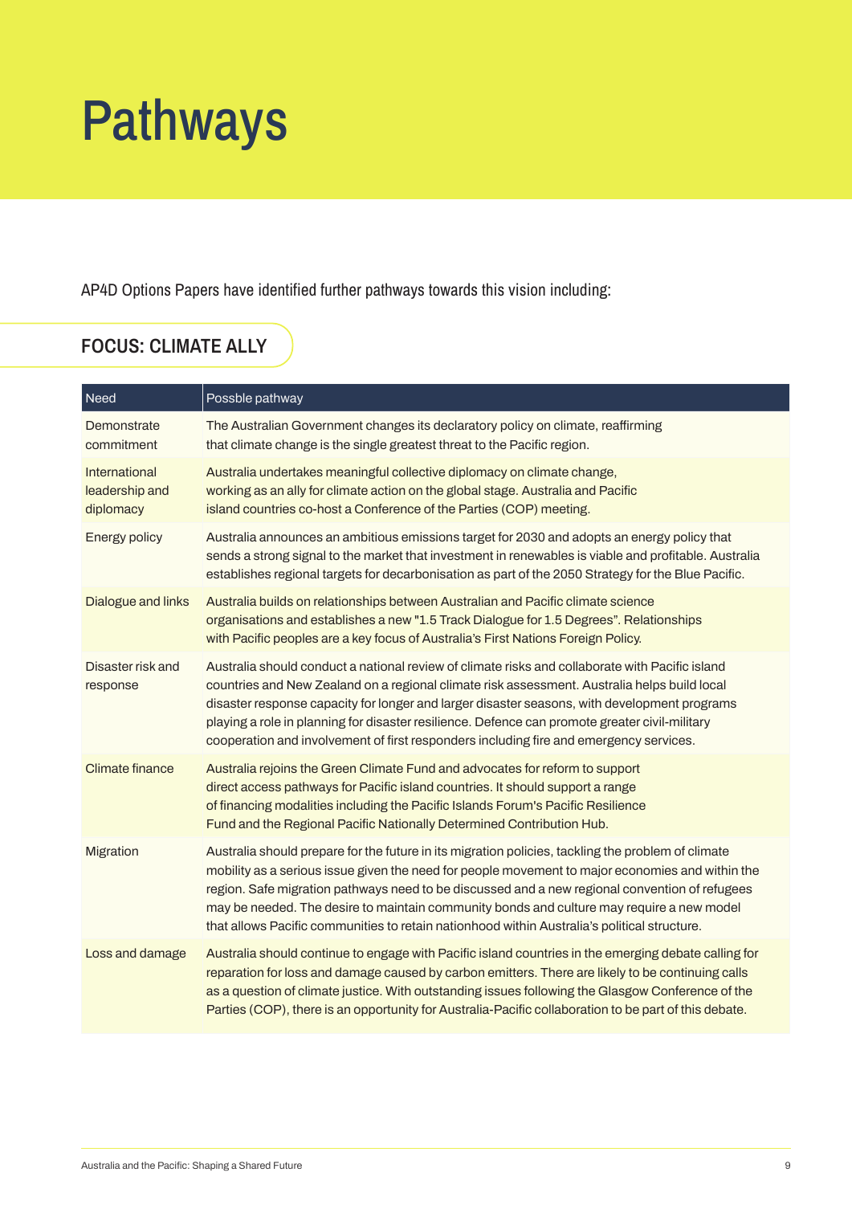# Pathways

AP4D Options Papers have identified further pathways towards this vision including:

## FOCUS: CLIMATE ALLY

| Need | Possble pathway |
|---|---|
| Demonstrate commitment | The Australian Government changes its declaratory policy on climate, reaffirming that climate change is the single greatest threat to the Pacific region. |
| International leadership and diplomacy | Australia undertakes meaningful collective diplomacy on climate change, working as an ally for climate action on the global stage. Australia and Pacific island countries co-host a Conference of the Parties (COP) meeting. |
| Energy policy | Australia announces an ambitious emissions target for 2030 and adopts an energy policy that sends a strong signal to the market that investment in renewables is viable and profitable. Australia establishes regional targets for decarbonisation as part of the 2050 Strategy for the Blue Pacific. |
| Dialogue and links | Australia builds on relationships between Australian and Pacific climate science organisations and establishes a new "1.5 Track Dialogue for 1.5 Degrees". Relationships with Pacific peoples are a key focus of Australia's First Nations Foreign Policy. |
| Disaster risk and response | Australia should conduct a national review of climate risks and collaborate with Pacific island countries and New Zealand on a regional climate risk assessment. Australia helps build local disaster response capacity for longer and larger disaster seasons, with development programs playing a role in planning for disaster resilience. Defence can promote greater civil-military cooperation and involvement of first responders including fire and emergency services. |
| Climate finance | Australia rejoins the Green Climate Fund and advocates for reform to support direct access pathways for Pacific island countries. It should support a range of financing modalities including the Pacific Islands Forum's Pacific Resilience Fund and the Regional Pacific Nationally Determined Contribution Hub. |
| Migration | Australia should prepare for the future in its migration policies, tackling the problem of climate mobility as a serious issue given the need for people movement to major economies and within the region. Safe migration pathways need to be discussed and a new regional convention of refugees may be needed. The desire to maintain community bonds and culture may require a new model that allows Pacific communities to retain nationhood within Australia's political structure. |
| Loss and damage | Australia should continue to engage with Pacific island countries in the emerging debate calling for reparation for loss and damage caused by carbon emitters. There are likely to be continuing calls as a question of climate justice. With outstanding issues following the Glasgow Conference of the Parties (COP), there is an opportunity for Australia-Pacific collaboration to be part of this debate. |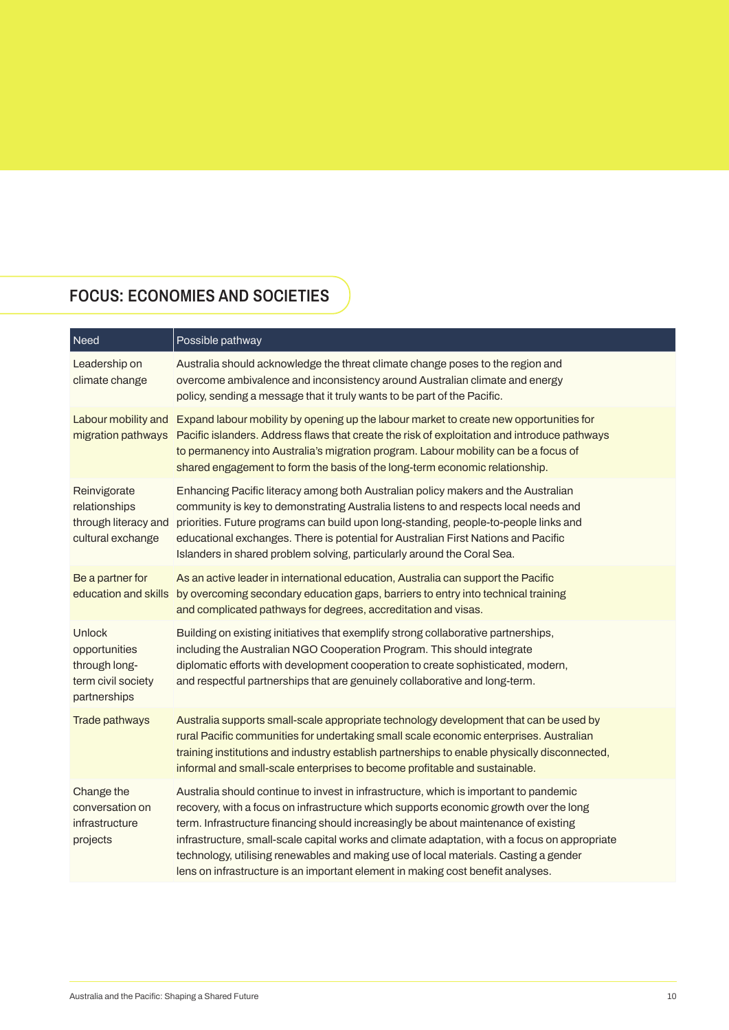## FOCUS: ECONOMIES AND SOCIETIES

| Need | Possible pathway |
|---|---|
| Leadership on climate change | Australia should acknowledge the threat climate change poses to the region and overcome ambivalence and inconsistency around Australian climate and energy policy, sending a message that it truly wants to be part of the Pacific. |
| Labour mobility and migration pathways | Expand labour mobility by opening up the labour market to create new opportunities for Pacific islanders. Address flaws that create the risk of exploitation and introduce pathways to permanency into Australia's migration program. Labour mobility can be a focus of shared engagement to form the basis of the long-term economic relationship. |
| Reinvigorate relationships through literacy and cultural exchange | Enhancing Pacific literacy among both Australian policy makers and the Australian community is key to demonstrating Australia listens to and respects local needs and priorities. Future programs can build upon long-standing, people-to-people links and educational exchanges. There is potential for Australian First Nations and Pacific Islanders in shared problem solving, particularly around the Coral Sea. |
| Be a partner for education and skills | As an active leader in international education, Australia can support the Pacific by overcoming secondary education gaps, barriers to entry into technical training and complicated pathways for degrees, accreditation and visas. |
| Unlock opportunities through long-term civil society partnerships | Building on existing initiatives that exemplify strong collaborative partnerships, including the Australian NGO Cooperation Program. This should integrate diplomatic efforts with development cooperation to create sophisticated, modern, and respectful partnerships that are genuinely collaborative and long-term. |
| Trade pathways | Australia supports small-scale appropriate technology development that can be used by rural Pacific communities for undertaking small scale economic enterprises. Australian training institutions and industry establish partnerships to enable physically disconnected, informal and small-scale enterprises to become profitable and sustainable. |
| Change the conversation on infrastructure projects | Australia should continue to invest in infrastructure, which is important to pandemic recovery, with a focus on infrastructure which supports economic growth over the long term. Infrastructure financing should increasingly be about maintenance of existing infrastructure, small-scale capital works and climate adaptation, with a focus on appropriate technology, utilising renewables and making use of local materials. Casting a gender lens on infrastructure is an important element in making cost benefit analyses. |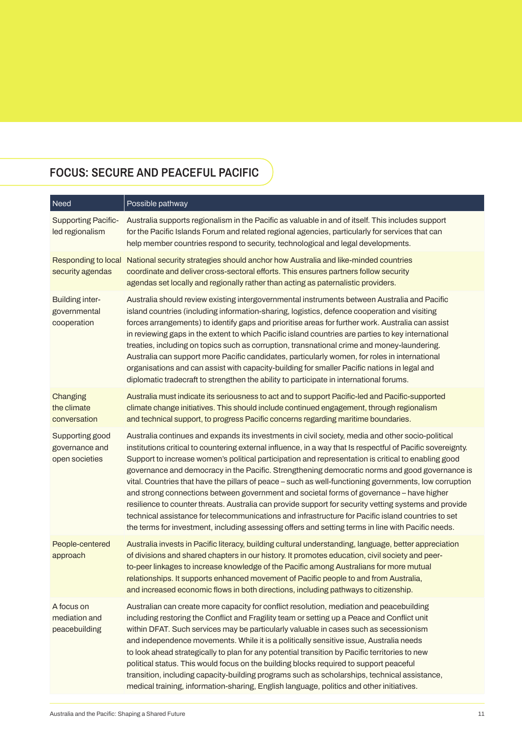## FOCUS: SECURE AND PEACEFUL PACIFIC

| Need | Possible pathway |
| --- | --- |
| Supporting Pacific-led regionalism | Australia supports regionalism in the Pacific as valuable in and of itself. This includes support for the Pacific Islands Forum and related regional agencies, particularly for services that can help member countries respond to security, technological and legal developments. |
| Responding to local security agendas | National security strategies should anchor how Australia and like-minded countries coordinate and deliver cross-sectoral efforts. This ensures partners follow security agendas set locally and regionally rather than acting as paternalistic providers. |
| Building inter-governmental cooperation | Australia should review existing intergovernmental instruments between Australia and Pacific island countries (including information-sharing, logistics, defence cooperation and visiting forces arrangements) to identify gaps and prioritise areas for further work. Australia can assist in reviewing gaps in the extent to which Pacific island countries are parties to key international treaties, including on topics such as corruption, transnational crime and money-laundering. Australia can support more Pacific candidates, particularly women, for roles in international organisations and can assist with capacity-building for smaller Pacific nations in legal and diplomatic tradecraft to strengthen the ability to participate in international forums. |
| Changing the climate conversation | Australia must indicate its seriousness to act and to support Pacific-led and Pacific-supported climate change initiatives. This should include continued engagement, through regionalism and technical support, to progress Pacific concerns regarding maritime boundaries. |
| Supporting good governance and open societies | Australia continues and expands its investments in civil society, media and other socio-political institutions critical to countering external influence, in a way that Is respectful of Pacific sovereignty. Support to increase women's political participation and representation is critical to enabling good governance and democracy in the Pacific. Strengthening democratic norms and good governance is vital. Countries that have the pillars of peace – such as well-functioning governments, low corruption and strong connections between government and societal forms of governance – have higher resilience to counter threats. Australia can provide support for security vetting systems and provide technical assistance for telecommunications and infrastructure for Pacific island countries to set the terms for investment, including assessing offers and setting terms in line with Pacific needs. |
| People-centered approach | Australia invests in Pacific literacy, building cultural understanding, language, better appreciation of divisions and shared chapters in our history. It promotes education, civil society and peer-to-peer linkages to increase knowledge of the Pacific among Australians for more mutual relationships. It supports enhanced movement of Pacific people to and from Australia, and increased economic flows in both directions, including pathways to citizenship. |
| A focus on mediation and peacebuilding | Australian can create more capacity for conflict resolution, mediation and peacebuilding including restoring the Conflict and Fragility team or setting up a Peace and Conflict unit within DFAT. Such services may be particularly valuable in cases such as secessionism and independence movements. While it is a politically sensitive issue, Australia needs to look ahead strategically to plan for any potential transition by Pacific territories to new political status. This would focus on the building blocks required to support peaceful transition, including capacity-building programs such as scholarships, technical assistance, medical training, information-sharing, English language, politics and other initiatives. |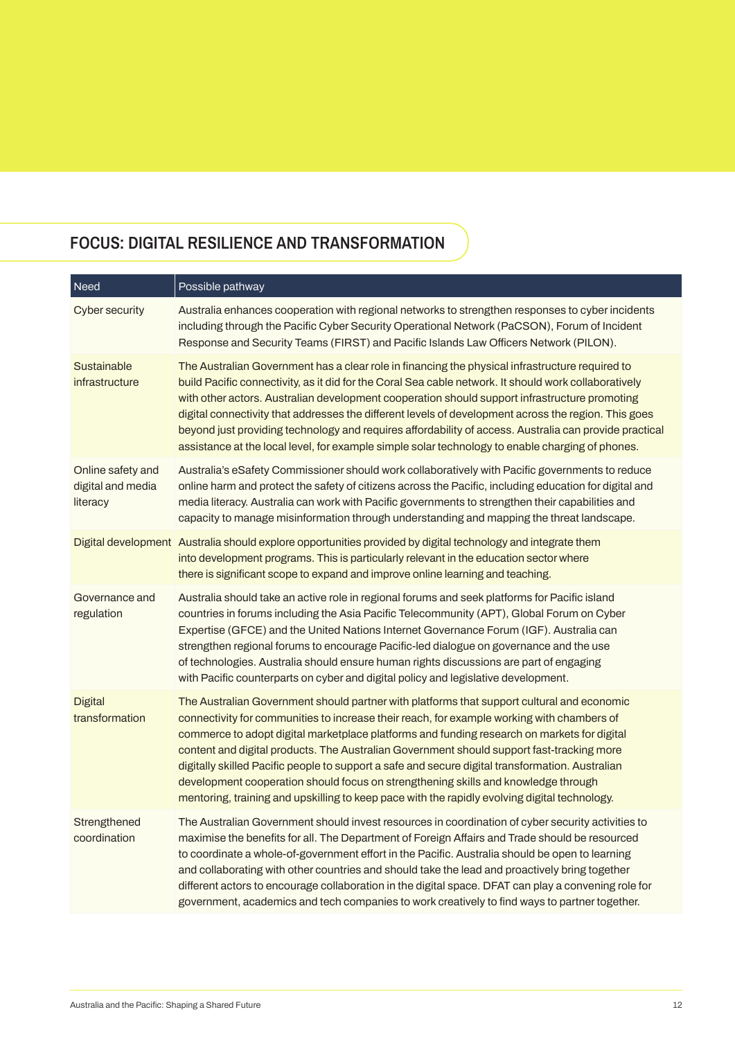## FOCUS: DIGITAL RESILIENCE AND TRANSFORMATION

| Need | Possible pathway |
|---|---|
| Cyber security | Australia enhances cooperation with regional networks to strengthen responses to cyber incidents including through the Pacific Cyber Security Operational Network (PaCSON), Forum of Incident Response and Security Teams (FIRST) and Pacific Islands Law Officers Network (PILON). |
| Sustainable infrastructure | The Australian Government has a clear role in financing the physical infrastructure required to build Pacific connectivity, as it did for the Coral Sea cable network. It should work collaboratively with other actors. Australian development cooperation should support infrastructure promoting digital connectivity that addresses the different levels of development across the region. This goes beyond just providing technology and requires affordability of access. Australia can provide practical assistance at the local level, for example simple solar technology to enable charging of phones. |
| Online safety and digital and media literacy | Australia's eSafety Commissioner should work collaboratively with Pacific governments to reduce online harm and protect the safety of citizens across the Pacific, including education for digital and media literacy. Australia can work with Pacific governments to strengthen their capabilities and capacity to manage misinformation through understanding and mapping the threat landscape. |
| Digital development | Australia should explore opportunities provided by digital technology and integrate them into development programs. This is particularly relevant in the education sector where there is significant scope to expand and improve online learning and teaching. |
| Governance and regulation | Australia should take an active role in regional forums and seek platforms for Pacific island countries in forums including the Asia Pacific Telecommunity (APT), Global Forum on Cyber Expertise (GFCE) and the United Nations Internet Governance Forum (IGF). Australia can strengthen regional forums to encourage Pacific-led dialogue on governance and the use of technologies. Australia should ensure human rights discussions are part of engaging with Pacific counterparts on cyber and digital policy and legislative development. |
| Digital transformation | The Australian Government should partner with platforms that support cultural and economic connectivity for communities to increase their reach, for example working with chambers of commerce to adopt digital marketplace platforms and funding research on markets for digital content and digital products. The Australian Government should support fast-tracking more digitally skilled Pacific people to support a safe and secure digital transformation. Australian development cooperation should focus on strengthening skills and knowledge through mentoring, training and upskilling to keep pace with the rapidly evolving digital technology. |
| Strengthened coordination | The Australian Government should invest resources in coordination of cyber security activities to maximise the benefits for all. The Department of Foreign Affairs and Trade should be resourced to coordinate a whole-of-government effort in the Pacific. Australia should be open to learning and collaborating with other countries and should take the lead and proactively bring together different actors to encourage collaboration in the digital space. DFAT can play a convening role for government, academics and tech companies to work creatively to find ways to partner together. |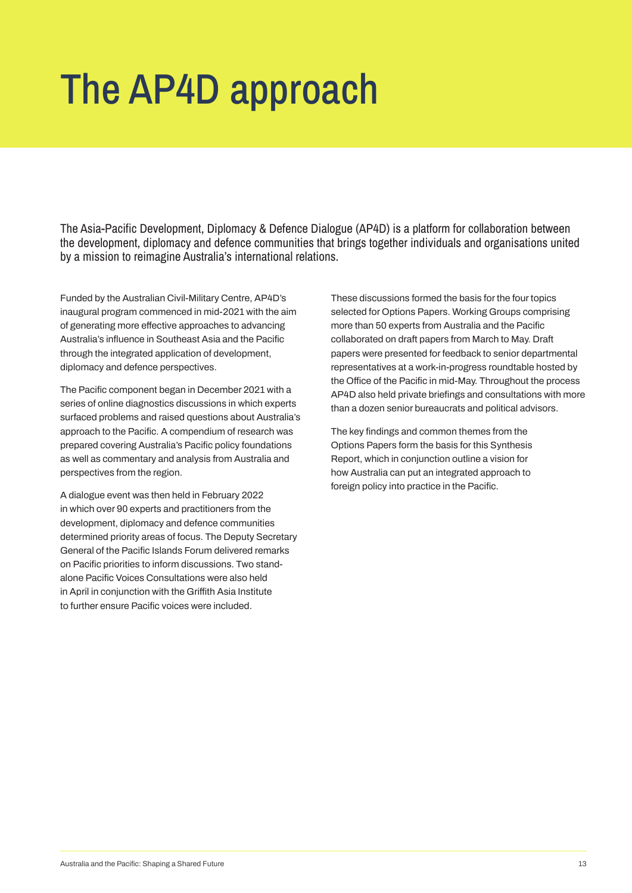# The AP4D approach

The Asia-Pacific Development, Diplomacy & Defence Dialogue (AP4D) is a platform for collaboration between the development, diplomacy and defence communities that brings together individuals and organisations united by a mission to reimagine Australia's international relations.

Funded by the Australian Civil-Military Centre, AP4D's inaugural program commenced in mid-2021 with the aim of generating more effective approaches to advancing Australia's influence in Southeast Asia and the Pacific through the integrated application of development, diplomacy and defence perspectives.

The Pacific component began in December 2021 with a series of online diagnostics discussions in which experts surfaced problems and raised questions about Australia's approach to the Pacific. A compendium of research was prepared covering Australia's Pacific policy foundations as well as commentary and analysis from Australia and perspectives from the region.

A dialogue event was then held in February 2022 in which over 90 experts and practitioners from the development, diplomacy and defence communities determined priority areas of focus. The Deputy Secretary General of the Pacific Islands Forum delivered remarks on Pacific priorities to inform discussions. Two stand-alone Pacific Voices Consultations were also held in April in conjunction with the Griffith Asia Institute to further ensure Pacific voices were included.

These discussions formed the basis for the four topics selected for Options Papers. Working Groups comprising more than 50 experts from Australia and the Pacific collaborated on draft papers from March to May. Draft papers were presented for feedback to senior departmental representatives at a work-in-progress roundtable hosted by the Office of the Pacific in mid-May. Throughout the process AP4D also held private briefings and consultations with more than a dozen senior bureaucrats and political advisors.

The key findings and common themes from the Options Papers form the basis for this Synthesis Report, which in conjunction outline a vision for how Australia can put an integrated approach to foreign policy into practice in the Pacific.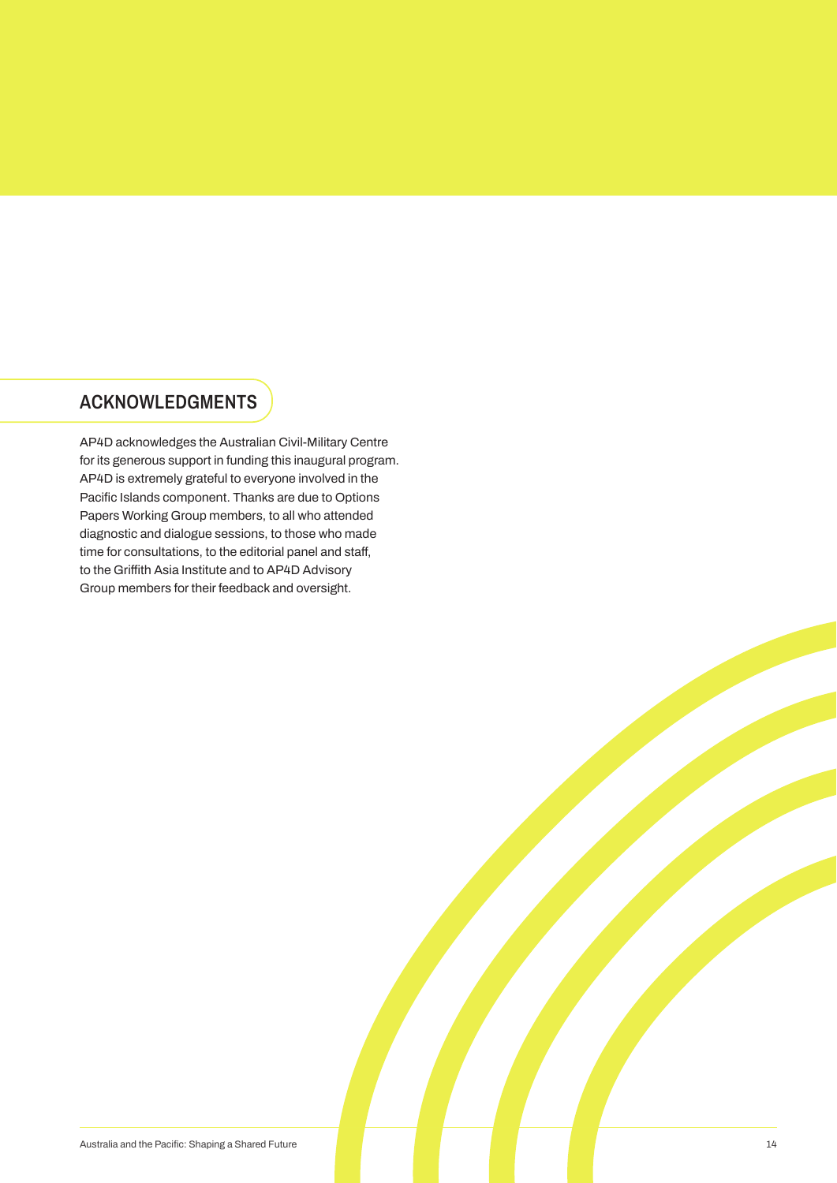## ACKNOWLEDGMENTS

AP4D acknowledges the Australian Civil-Military Centre for its generous support in funding this inaugural program. AP4D is extremely grateful to everyone involved in the Pacific Islands component. Thanks are due to Options Papers Working Group members, to all who attended diagnostic and dialogue sessions, to those who made time for consultations, to the editorial panel and staff, to the Griffith Asia Institute and to AP4D Advisory Group members for their feedback and oversight.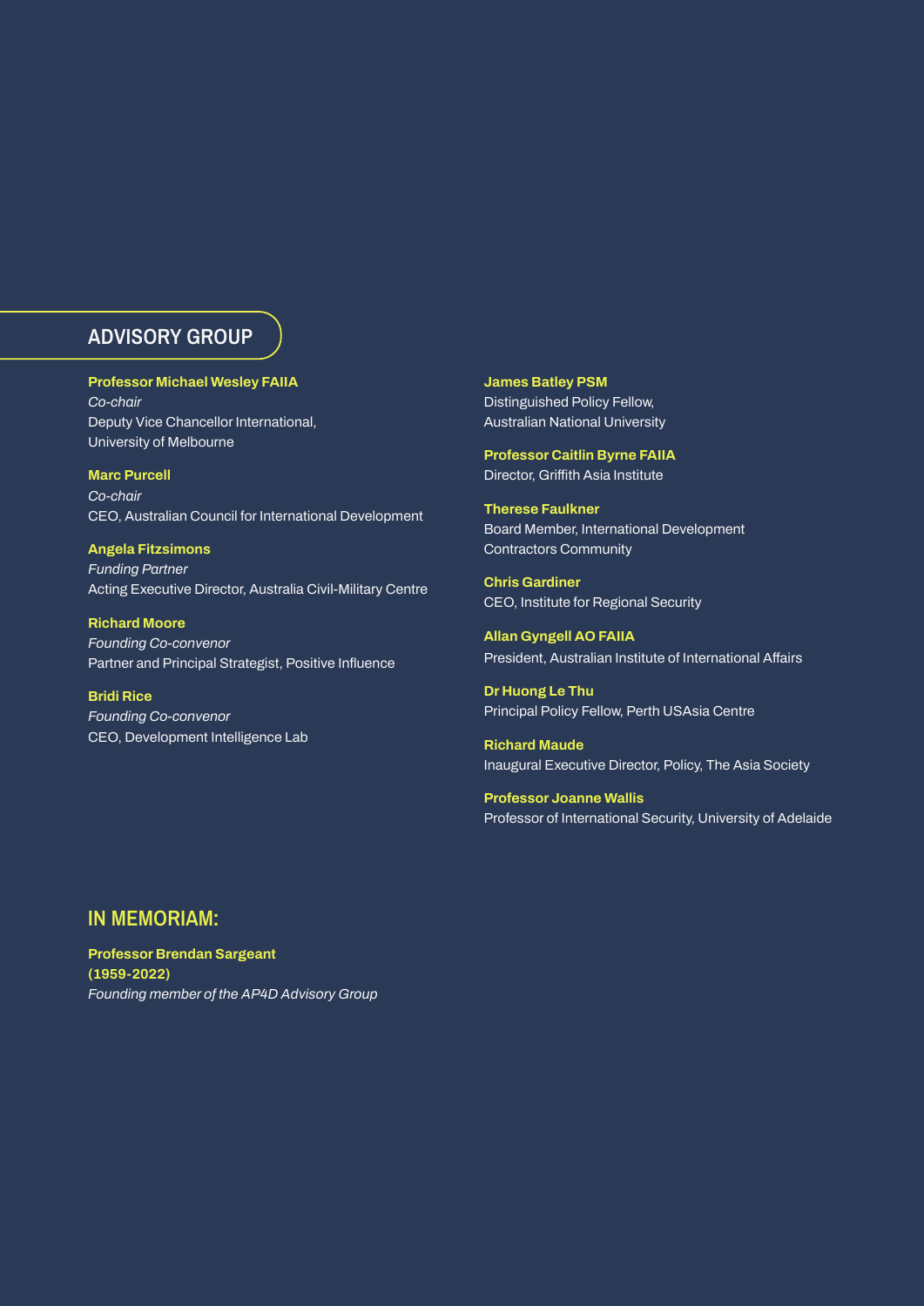## ADVISORY GROUP

**Professor Michael Wesley FAIIA**
*Co-chair*
Deputy Vice Chancellor International,
University of Melbourne

**Marc Purcell**
*Co-chair*
CEO, Australian Council for International Development

**Angela Fitzsimons**
*Funding Partner*
Acting Executive Director, Australia Civil-Military Centre

**Richard Moore**
*Founding Co-convenor*
Partner and Principal Strategist, Positive Influence

**Bridi Rice**
*Founding Co-convenor*
CEO, Development Intelligence Lab

**James Batley PSM**
Distinguished Policy Fellow,
Australian National University

**Professor Caitlin Byrne FAIIA**
Director, Griffith Asia Institute

**Therese Faulkner**
Board Member, International Development
Contractors Community

**Chris Gardiner**
CEO, Institute for Regional Security

**Allan Gyngell AO FAIIA**
President, Australian Institute of International Affairs

**Dr Huong Le Thu**
Principal Policy Fellow, Perth USAsia Centre

**Richard Maude**
Inaugural Executive Director, Policy, The Asia Society

**Professor Joanne Wallis**
Professor of International Security, University of Adelaide

## IN MEMORIAM:

**Professor Brendan Sargeant**
**(1959-2022)**
*Founding member of the AP4D Advisory Group*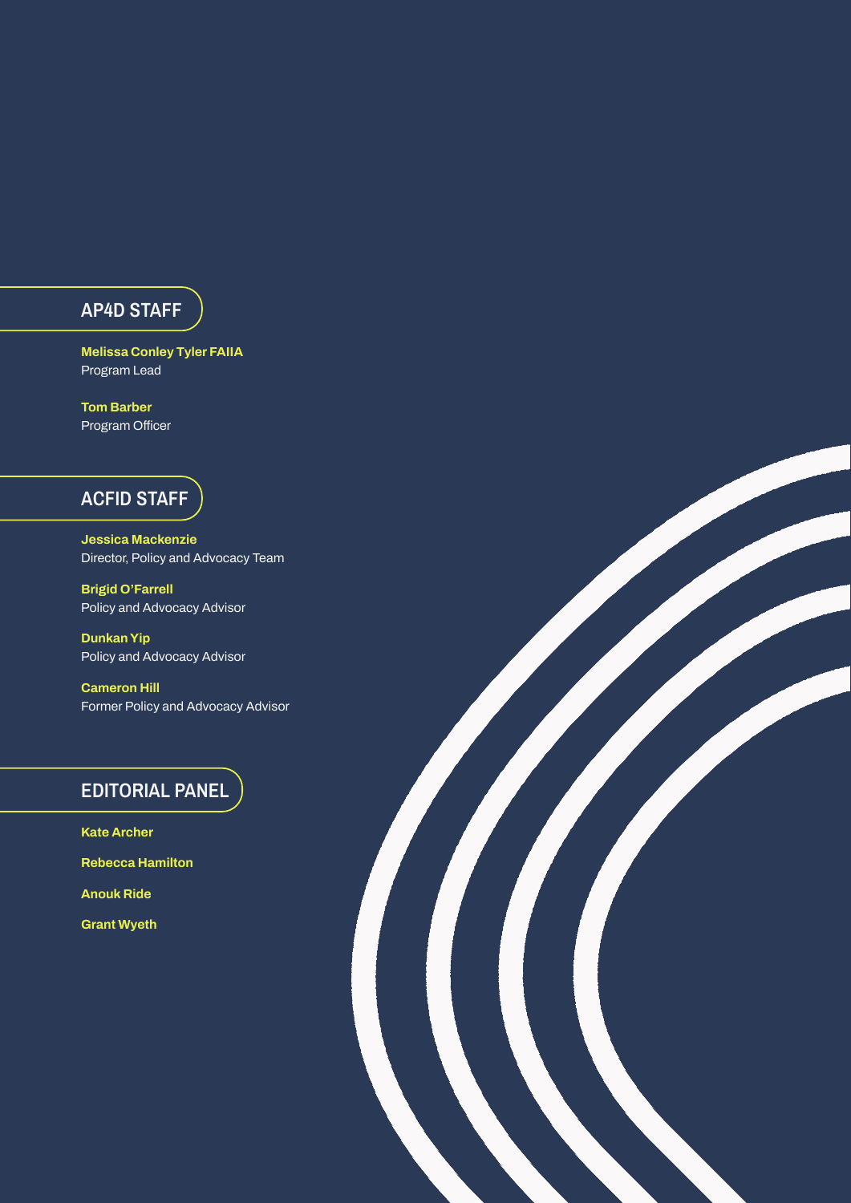## AP4D STAFF

**Melissa Conley Tyler FAIIA**
Program Lead

**Tom Barber**
Program Officer

## ACFID STAFF

**Jessica Mackenzie**
Director, Policy and Advocacy Team

**Brigid O'Farrell**
Policy and Advocacy Advisor

**Dunkan Yip**
Policy and Advocacy Advisor

**Cameron Hill**
Former Policy and Advocacy Advisor

## EDITORIAL PANEL

**Kate Archer**

**Rebecca Hamilton**

**Anouk Ride**

**Grant Wyeth**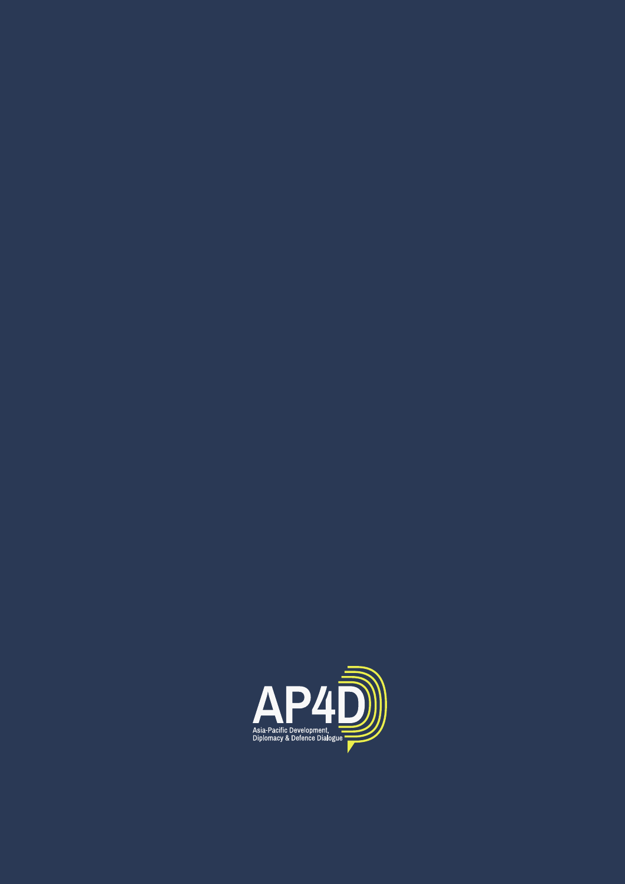AP4D

Asia-Pacific Development, Diplomacy & Defence Dialogue